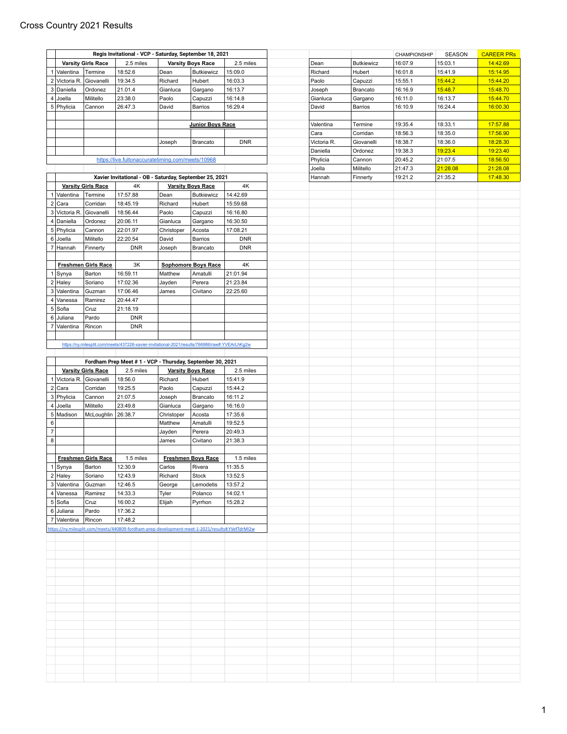# Cross Country 2021 Results

## Regis Invitational - VCP - Saturday, September 18, 2021

| | Varsity Girls Race | | 2.5 miles | Varsity Boys Race | | 2.5 miles |
|---|---|---|---|---|---|---|
| 1 | Valentina | Termine | 18:52.6 | Dean | Butkiewicz | 15:09.0 |
| 2 | Victoria R. | Giovanelli | 19:34.5 | Richard | Hubert | 16:03.3 |
| 3 | Daniella | Ordonez | 21.01.4 | Gianluca | Gargano | 16:13.7 |
| 4 | Joella | Militello | 23:38.0 | Paolo | Capuzzi | 16:14.8 |
| 5 | Phylicia | Cannon | 26:47.3 | David | Barrios | 16:29.4 |

| Junior Boys Race | | |
|---|---|---|
| Joseph | Brancato | DNR |

https://live.fultonaccuratetiming.com/meets/10968

## Xavier Invitational - OB - Saturday, September 25, 2021

| | Varsity Girls Race | | 4K | Varsity Boys Race | | 4K |
|---|---|---|---|---|---|---|
| 1 | Valentina | Termine | 17:57.88 | Dean | Butkiewicz | 14:42.69 |
| 2 | Cara | Corridan | 18:45.19 | Richard | Hubert | 15:59.68 |
| 3 | Victoria R. | Giovanelli | 18:56.44 | Paolo | Capuzzi | 16:16.80 |
| 4 | Daniella | Ordonez | 20:06.11 | Gianluca | Gargano | 16:30.50 |
| 5 | Phylicia | Cannon | 22:01.97 | Christoper | Acosta | 17:08.21 |
| 6 | Joella | Militello | 22:20.54 | David | Barrios | DNR |
| 7 | Hannah | Finnerty | DNR | Joseph | Brancato | DNR |

| | Freshmen Girls Race | | 3K | Sophomore Boys Race | | 4K |
|---|---|---|---|---|---|---|
| 1 | Synya | Barton | 16:59.11 | Matthew | Amatulli | 21:01.94 |
| 2 | Haley | Soriano | 17:02.36 | Jayden | Perera | 21:23.84 |
| 3 | Valentina | Guzman | 17:06.46 | James | Civitano | 22:25.60 |
| 4 | Vanessa | Ramirez | 20:44.47 | | | |
| 5 | Sofia | Cruz | 21:18.19 | | | |
| 6 | Juliana | Pardo | DNR | | | |
| 7 | Valentina | Rincon | DNR | | | |

https://ny.milesplit.com/meets/437226-xavier-invitational-2021/results/766986/raw#.YVEArLhKg2w

## Fordham Prep Meet # 1 - VCP - Thursday, September 30, 2021

| | Varsity Girls Race | | 2.5 miles | Varsity Boys Race | | 2.5 miles |
|---|---|---|---|---|---|---|
| 1 | Victoria R. | Giovanelli | 18:56.0 | Richard | Hubert | 15:41.9 |
| 2 | Cara | Corridan | 19:25.5 | Paolo | Capuzzi | 15:44.2 |
| 3 | Phylicia | Cannon | 21:07.5 | Joseph | Brancato | 16:11.2 |
| 4 | Joella | Militello | 23:49.8 | Gianluca | Gargano | 16:16.0 |
| 5 | Madison | McLoughlin | 26:38.7 | Christoper | Acosta | 17:35.6 |
| 6 | | | | Matthew | Amatulli | 19:52.5 |
| 7 | | | | Jayden | Perera | 20:49.3 |
| 8 | | | | James | Civitano | 21:38.3 |

| | Freshmen Girls Race | | 1.5 miles | Freshmen Boys Race | | 1.5 miles |
|---|---|---|---|---|---|---|
| 1 | Synya | Barton | 12:30.9 | Carlos | Rivera | 11:35.5 |
| 2 | Haley | Soriano | 12:43.9 | Richard | Stock | 13:52.5 |
| 3 | Valentina | Guzman | 12:46.5 | George | Lemodetis | 13:57.2 |
| 4 | Vanessa | Ramirez | 14:33.3 | Tyler | Polanco | 14:02.1 |
| 5 | Sofia | Cruz | 16:00.2 | Elijah | Pyrrhon | 15:28.2 |
| 6 | Juliana | Pardo | 17:36.2 | | | |
| 7 | Valentina | Rincon | 17:48.2 | | | |

https://ny.milesplit.com/meets/440809-fordham-prep-development-meet-1-2021/results#.YVefTdrMl2w

## PRs

| | | CHAMPIONSHIP | SEASON | CAREER PRs |
|---|---|---|---|---|
| Dean | Butkiewicz | 16:07.9 | 15:03.1 | 14:42.69 |
| Richard | Hubert | 16:01.8 | 15:41.9 | 15:14.95 |
| Paolo | Capuzzi | 15:55.1 | 15:44.2 | 15:44.20 |
| Joseph | Brancato | 16:16.9 | 15:48.7 | 15:48.70 |
| Gianluca | Gargano | 16:11.0 | 16:13.7 | 15:44.70 |
| David | Barrios | 16:10.9 | 16:24.4 | 16:00.30 |
| | | | | |
| Valentina | Termine | 19:35.4 | 18:33.1 | 17:57.88 |
| Cara | Corridan | 18:56.3 | 18:35.0 | 17:56.90 |
| Victoria R. | Giovanelli | 18:38.7 | 18:36.0 | 18:28.30 |
| Daniella | Ordonez | 19:38.3 | 19:23.4 | 19:23.40 |
| Phylicia | Cannon | 20:45.2 | 21:07.5 | 18:56.50 |
| Joella | Militello | 21:47.3 | 21:28.08 | 21:28.08 |
| Hannah | Finnerty | 19:21.2 | 21:35.2 | 17:48.30 |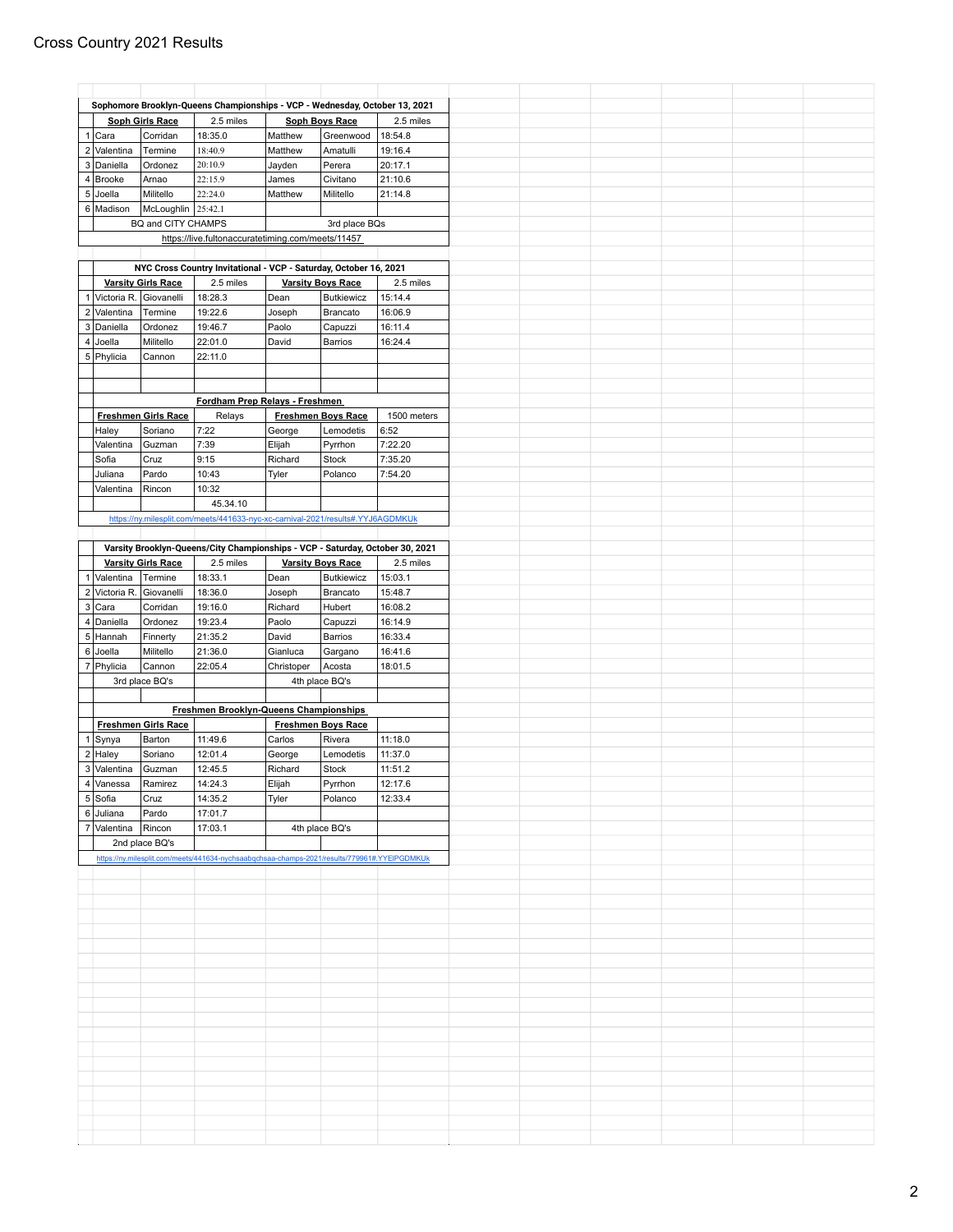# Cross Country 2021 Results

| | Sophomore Brooklyn-Queens Championships - VCP - Wednesday, October 13, 2021 | | | | | |
|---|---|---|---|---|---|---|
| | **Soph Girls Race** | | 2.5 miles | **Soph Boys Race** | | 2.5 miles |
| 1 | Cara | Corridan | 18:35.0 | Matthew | Greenwood | 18:54.8 |
| 2 | Valentina | Termine | 18:40.9 | Matthew | Amatulli | 19:16.4 |
| 3 | Daniella | Ordonez | 20:10.9 | Jayden | Perera | 20:17.1 |
| 4 | Brooke | Arnao | 22:15.9 | James | Civitano | 21:10.6 |
| 5 | Joella | Militello | 22:24.0 | Matthew | Militello | 21:14.8 |
| 6 | Madison | McLoughlin | 25:42.1 | | | |
| | BQ and CITY CHAMPS | | | | 3rd place BQs | |
| | https://live.fultonaccuratetiming.com/meets/11457 | | | | | |

| | NYC Cross Country Invitational - VCP - Saturday, October 16, 2021 | | | | | |
|---|---|---|---|---|---|---|
| | **Varsity Girls Race** | | 2.5 miles | **Varsity Boys Race** | | 2.5 miles |
| 1 | Victoria R. | Giovanelli | 18:28.3 | Dean | Butkiewicz | 15:14.4 |
| 2 | Valentina | Termine | 19:22.6 | Joseph | Brancato | 16:06.9 |
| 3 | Daniella | Ordonez | 19:46.7 | Paolo | Capuzzi | 16:11.4 |
| 4 | Joella | Militello | 22:01.0 | David | Barrios | 16:24.4 |
| 5 | Phylicia | Cannon | 22:11.0 | | | |
| | | | | | | |
| | | | | | | |
| | **Fordham Prep Relays - Freshmen** | | | | | |
| | **Freshmen Girls Race** | | Relays | **Freshmen Boys Race** | | 1500 meters |
| | Haley | Soriano | 7:22 | George | Lemodetis | 6:52 |
| | Valentina | Guzman | 7:39 | Elijah | Pyrrhon | 7:22.20 |
| | Sofia | Cruz | 9:15 | Richard | Stock | 7:35.20 |
| | Juliana | Pardo | 10:43 | Tyler | Polanco | 7:54.20 |
| | Valentina | Rincon | 10:32 | | | |
| | | | 45.34.10 | | | |
| | https://ny.milesplit.com/meets/441633-nyc-xc-carnival-2021/results#.YYJ6AGDMKUk | | | | | |

| | Varsity Brooklyn-Queens/City Championships - VCP - Saturday, October 30, 2021 | | | | | |
|---|---|---|---|---|---|---|
| | **Varsity Girls Race** | | 2.5 miles | **Varsity Boys Race** | | 2.5 miles |
| 1 | Valentina | Termine | 18:33.1 | Dean | Butkiewicz | 15:03.1 |
| 2 | Victoria R. | Giovanelli | 18:36.0 | Joseph | Brancato | 15:48.7 |
| 3 | Cara | Corridan | 19:16.0 | Richard | Hubert | 16:08.2 |
| 4 | Daniella | Ordonez | 19:23.4 | Paolo | Capuzzi | 16:14.9 |
| 5 | Hannah | Finnerty | 21:35.2 | David | Barrios | 16:33.4 |
| 6 | Joella | Militello | 21:36.0 | Gianluca | Gargano | 16:41.6 |
| 7 | Phylicia | Cannon | 22:05.4 | Christoper | Acosta | 18:01.5 |
| | 3rd place BQ's | | | 4th place BQ's | | |
| | | | | | | |
| | **Freshmen Brooklyn-Queens Championships** | | | | | |
| | **Freshmen Girls Race** | | | **Freshmen Boys Race** | | |
| 1 | Synya | Barton | 11:49.6 | Carlos | Rivera | 11:18.0 |
| 2 | Haley | Soriano | 12:01.4 | George | Lemodetis | 11:37.0 |
| 3 | Valentina | Guzman | 12:45.5 | Richard | Stock | 11:51.2 |
| 4 | Vanessa | Ramirez | 14:24.3 | Elijah | Pyrrhon | 12:17.6 |
| 5 | Sofia | Cruz | 14:35.2 | Tyler | Polanco | 12:33.4 |
| 6 | Juliana | Pardo | 17:01.7 | | | |
| 7 | Valentina | Rincon | 17:03.1 | 4th place BQ's | | |
| | 2nd place BQ's | | | | | |
| | https://ny.milesplit.com/meets/441634-nychsaabqchsaa-champs-2021/results/779961#.YYEIPGDMKUk | | | | | |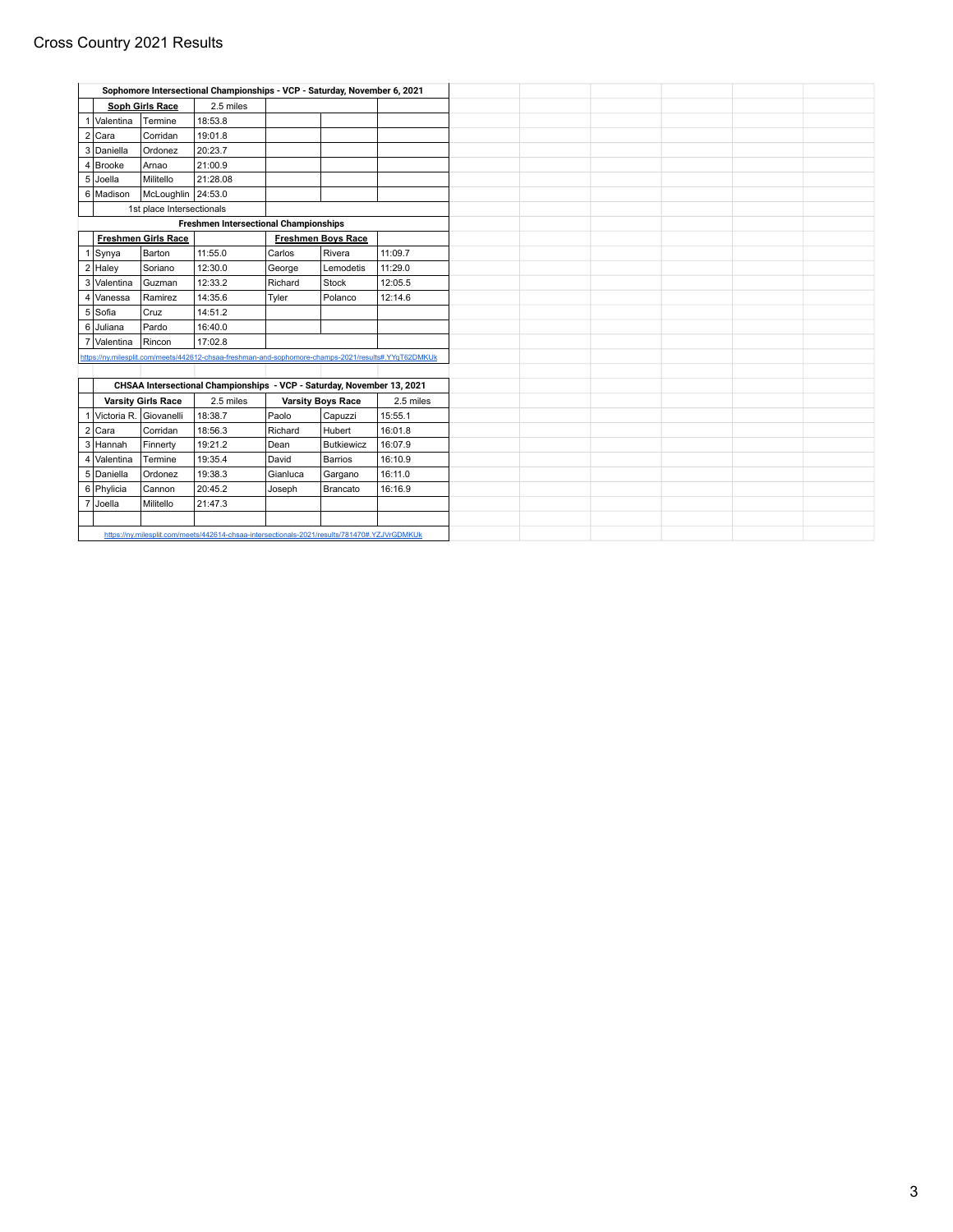# Cross Country 2021 Results

## Sophomore Intersectional Championships - VCP - Saturday, November 6, 2021

| | Soph Girls Race | | 2.5 miles |
|---|---|---|---|
| 1 | Valentina | Termine | 18:53.8 |
| 2 | Cara | Corridan | 19:01.8 |
| 3 | Daniella | Ordonez | 20:23.7 |
| 4 | Brooke | Arnao | 21:00.9 |
| 5 | Joella | Militello | 21:28.08 |
| 6 | Madison | McLoughlin | 24:53.0 |

1st place Intersectionals

## Freshmen Intersectional Championships

| | Freshmen Girls Race | | | Freshmen Boys Race | | |
|---|---|---|---|---|---|---|
| 1 | Synya | Barton | 11:55.0 | Carlos | Rivera | 11:09.7 |
| 2 | Haley | Soriano | 12:30.0 | George | Lemodetis | 11:29.0 |
| 3 | Valentina | Guzman | 12:33.2 | Richard | Stock | 12:05.5 |
| 4 | Vanessa | Ramirez | 14:35.6 | Tyler | Polanco | 12:14.6 |
| 5 | Sofia | Cruz | 14:51.2 | | | |
| 6 | Juliana | Pardo | 16:40.0 | | | |
| 7 | Valentina | Rincon | 17:02.8 | | | |

https://ny.milesplit.com/meets/442612-chsaa-freshman-and-sophomore-champs-2021/results#.YYqT62DMKUk

## CHSAA Intersectional Championships - VCP - Saturday, November 13, 2021

| | Varsity Girls Race | | 2.5 miles | Varsity Boys Race | | 2.5 miles |
|---|---|---|---|---|---|---|
| 1 | Victoria R. | Giovanelli | 18:38.7 | Paolo | Capuzzi | 15:55.1 |
| 2 | Cara | Corridan | 18:56.3 | Richard | Hubert | 16:01.8 |
| 3 | Hannah | Finnerty | 19:21.2 | Dean | Butkiewicz | 16:07.9 |
| 4 | Valentina | Termine | 19:35.4 | David | Barrios | 16:10.9 |
| 5 | Daniella | Ordonez | 19:38.3 | Gianluca | Gargano | 16:11.0 |
| 6 | Phylicia | Cannon | 20:45.2 | Joseph | Brancato | 16:16.9 |
| 7 | Joella | Militello | 21:47.3 | | | |

https://ny.milesplit.com/meets/442614-chsaa-intersectionals-2021/results/781470#.YZJVrGDMKUk